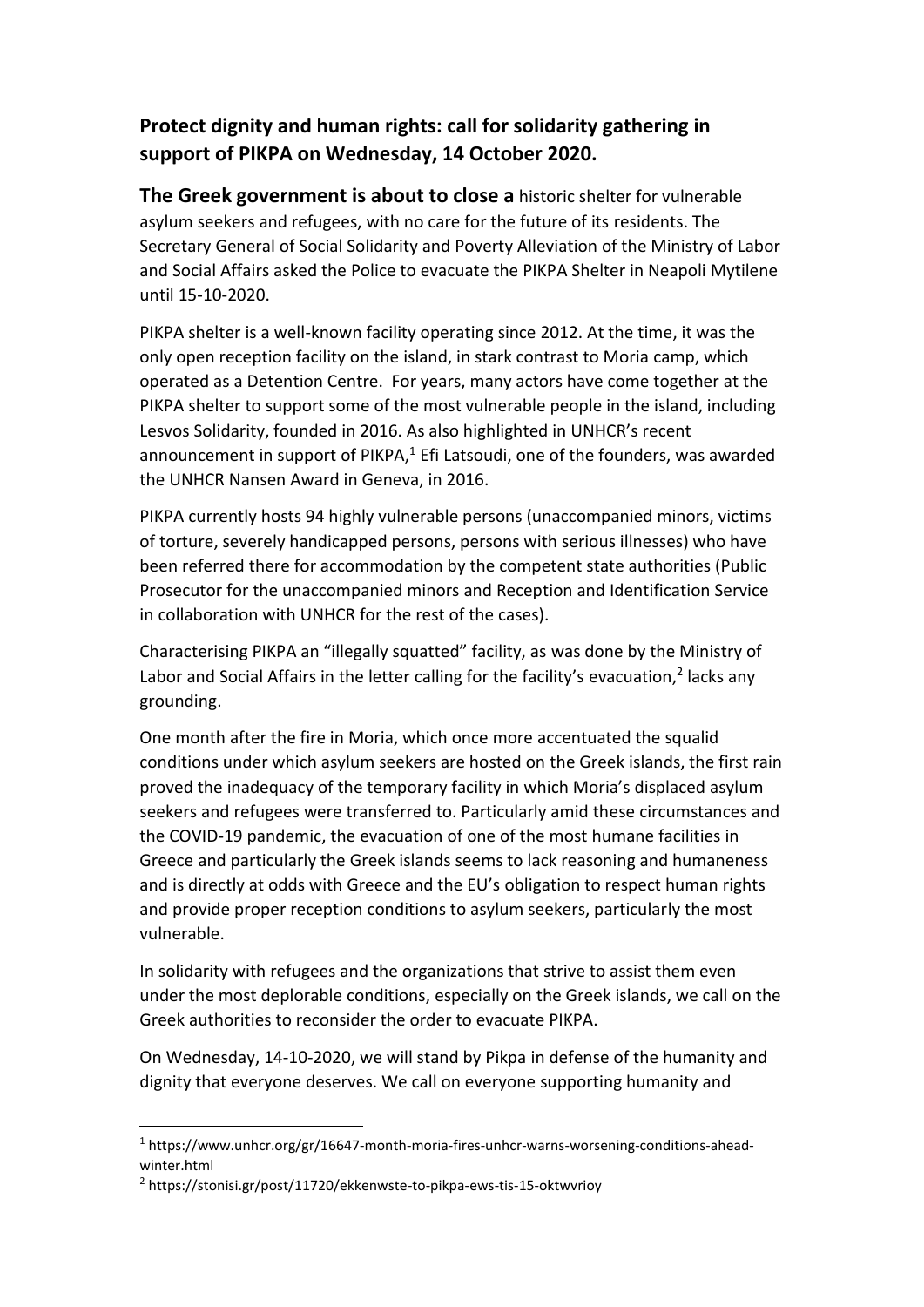## Protect dignity and human rights: call for solidarity gathering in support of PIKPA on Wednesday, 14 October 2020.

**The Greek government is about to close a** historic shelter for vulnerable asylum seekers and refugees, with no care for the future of its residents. The Secretary General of Social Solidarity and Poverty Alleviation of the Ministry of Labor and Social Affairs asked the Police to evacuate the PIKPA Shelter in Neapoli Mytilene until 15-10-2020.

PIKPA shelter is a well-known facility operating since 2012. At the time, it was the only open reception facility on the island, in stark contrast to Moria camp, which operated as a Detention Centre. For years, many actors have come together at the PIKPA shelter to support some of the most vulnerable people in the island, including Lesvos Solidarity, founded in 2016. As also highlighted in UNHCR's recent announcement in support of PIKPA,[1] Efi Latsoudi, one of the founders, was awarded the UNHCR Nansen Award in Geneva, in 2016.

PIKPA currently hosts 94 highly vulnerable persons (unaccompanied minors, victims of torture, severely handicapped persons, persons with serious illnesses) who have been referred there for accommodation by the competent state authorities (Public Prosecutor for the unaccompanied minors and Reception and Identification Service in collaboration with UNHCR for the rest of the cases).

Characterising PIKPA an "illegally squatted" facility, as was done by the Ministry of Labor and Social Affairs in the letter calling for the facility's evacuation,[2] lacks any grounding.

One month after the fire in Moria, which once more accentuated the squalid conditions under which asylum seekers are hosted on the Greek islands, the first rain proved the inadequacy of the temporary facility in which Moria's displaced asylum seekers and refugees were transferred to. Particularly amid these circumstances and the COVID-19 pandemic, the evacuation of one of the most humane facilities in Greece and particularly the Greek islands seems to lack reasoning and humaneness and is directly at odds with Greece and the EU's obligation to respect human rights and provide proper reception conditions to asylum seekers, particularly the most vulnerable.

In solidarity with refugees and the organizations that strive to assist them even under the most deplorable conditions, especially on the Greek islands, we call on the Greek authorities to reconsider the order to evacuate PIKPA.

On Wednesday, 14-10-2020, we will stand by Pikpa in defense of the humanity and dignity that everyone deserves. We call on everyone supporting humanity and

---

[1] https://www.unhcr.org/gr/16647-month-moria-fires-unhcr-warns-worsening-conditions-ahead-winter.html

[2] https://stonisi.gr/post/11720/ekkenwste-to-pikpa-ews-tis-15-oktwvrioy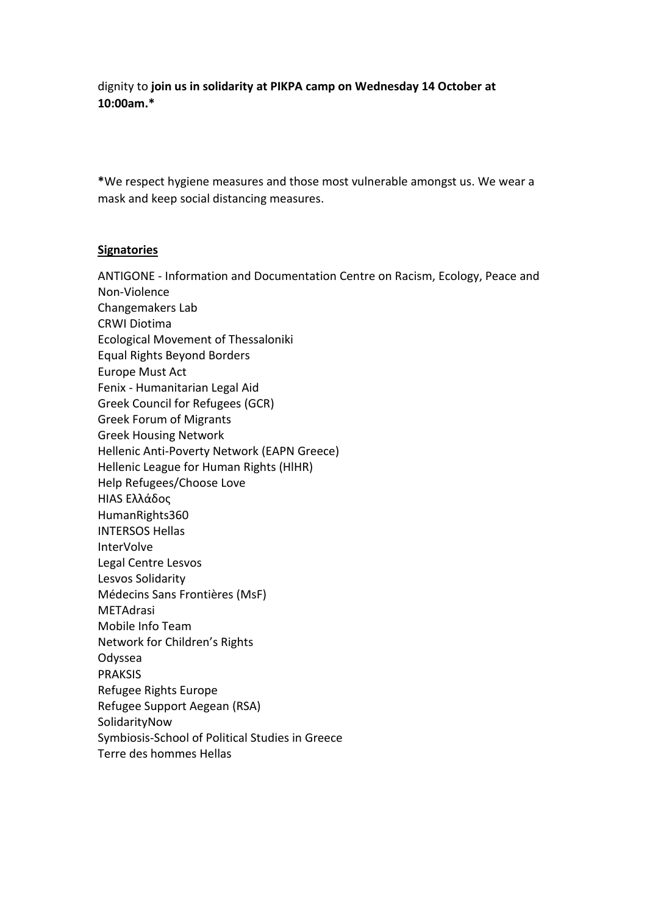dignity to **join us in solidarity at PIKPA camp on Wednesday 14 October at 10:00am.***

**\***We respect hygiene measures and those most vulnerable amongst us. We wear a mask and keep social distancing measures.

**Signatories**

ANTIGONE - Information and Documentation Centre on Racism, Ecology, Peace and Non-Violence
Changemakers Lab
CRWI Diotima
Ecological Movement of Thessaloniki
Equal Rights Beyond Borders
Europe Must Act
Fenix - Humanitarian Legal Aid
Greek Council for Refugees (GCR)
Greek Forum of Migrants
Greek Housing Network
Hellenic Anti-Poverty Network (EAPN Greece)
Hellenic League for Human Rights (HlHR)
Help Refugees/Choose Love
HIAS Ελλάδος
HumanRights360
INTERSOS Hellas
InterVolve
Legal Centre Lesvos
Lesvos Solidarity
Médecins Sans Frontières (MsF)
METAdrasi
Mobile Info Team
Network for Children's Rights
Odyssea
PRAKSIS
Refugee Rights Europe
Refugee Support Aegean (RSA)
SolidarityNow
Symbiosis-School of Political Studies in Greece
Terre des hommes Hellas